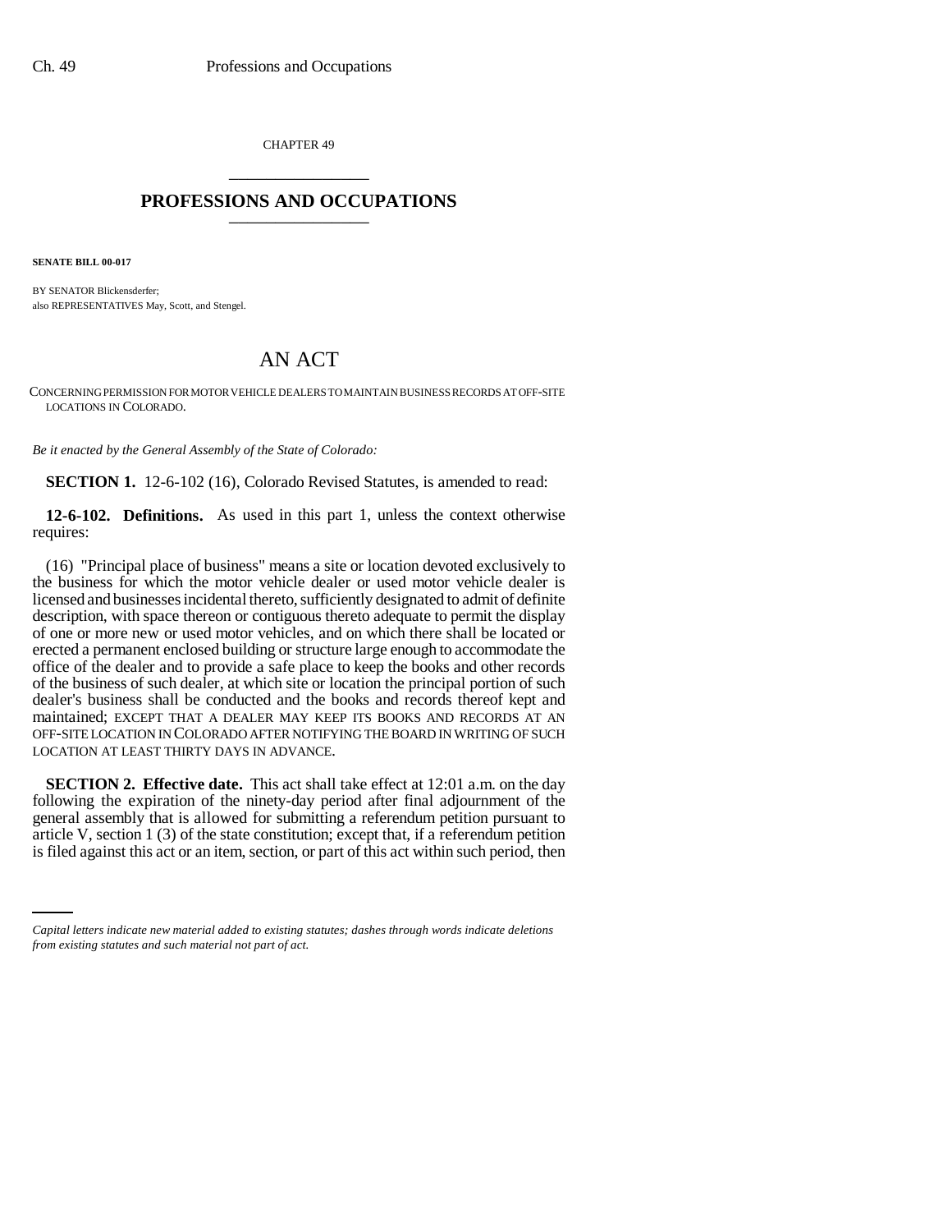CHAPTER 49

# PROFESSIONS AND OCCUPATIONS

**SENATE BILL 00-017**

BY SENATOR Blickensderfer;
also REPRESENTATIVES May, Scott, and Stengel.

# AN ACT

CONCERNING PERMISSION FOR MOTOR VEHICLE DEALERS TO MAINTAIN BUSINESS RECORDS AT OFF-SITE LOCATIONS IN COLORADO.

*Be it enacted by the General Assembly of the State of Colorado:*

**SECTION 1.** 12-6-102 (16), Colorado Revised Statutes, is amended to read:

**12-6-102. Definitions.** As used in this part 1, unless the context otherwise requires:

(16) "Principal place of business" means a site or location devoted exclusively to the business for which the motor vehicle dealer or used motor vehicle dealer is licensed and businesses incidental thereto, sufficiently designated to admit of definite description, with space thereon or contiguous thereto adequate to permit the display of one or more new or used motor vehicles, and on which there shall be located or erected a permanent enclosed building or structure large enough to accommodate the office of the dealer and to provide a safe place to keep the books and other records of the business of such dealer, at which site or location the principal portion of such dealer's business shall be conducted and the books and records thereof kept and maintained; EXCEPT THAT A DEALER MAY KEEP ITS BOOKS AND RECORDS AT AN OFF-SITE LOCATION IN COLORADO AFTER NOTIFYING THE BOARD IN WRITING OF SUCH LOCATION AT LEAST THIRTY DAYS IN ADVANCE.

**SECTION 2. Effective date.** This act shall take effect at 12:01 a.m. on the day following the expiration of the ninety-day period after final adjournment of the general assembly that is allowed for submitting a referendum petition pursuant to article V, section 1 (3) of the state constitution; except that, if a referendum petition is filed against this act or an item, section, or part of this act within such period, then

*Capital letters indicate new material added to existing statutes; dashes through words indicate deletions from existing statutes and such material not part of act.*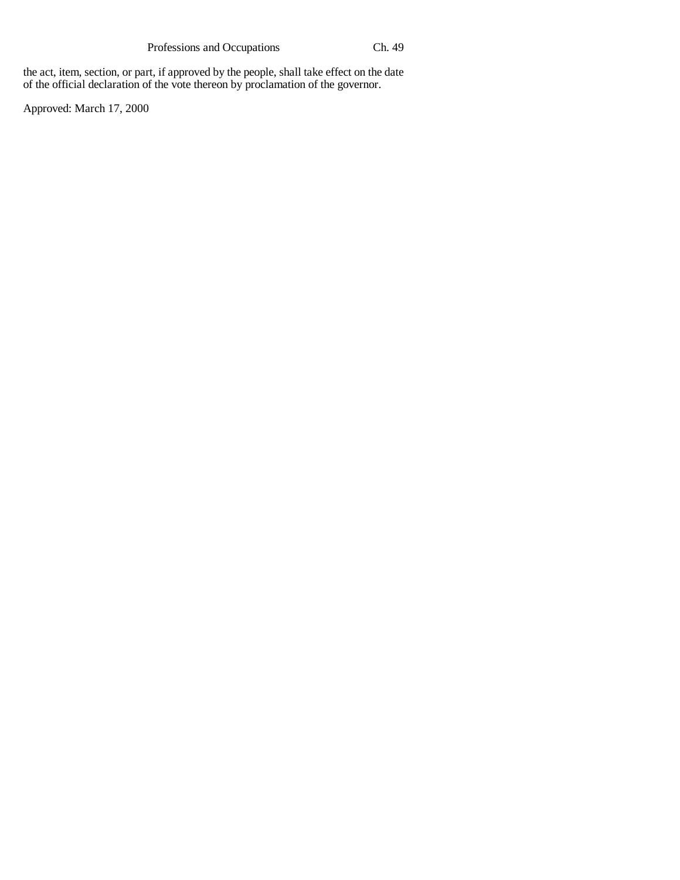the act, item, section, or part, if approved by the people, shall take effect on the date of the official declaration of the vote thereon by proclamation of the governor.

Approved: March 17, 2000